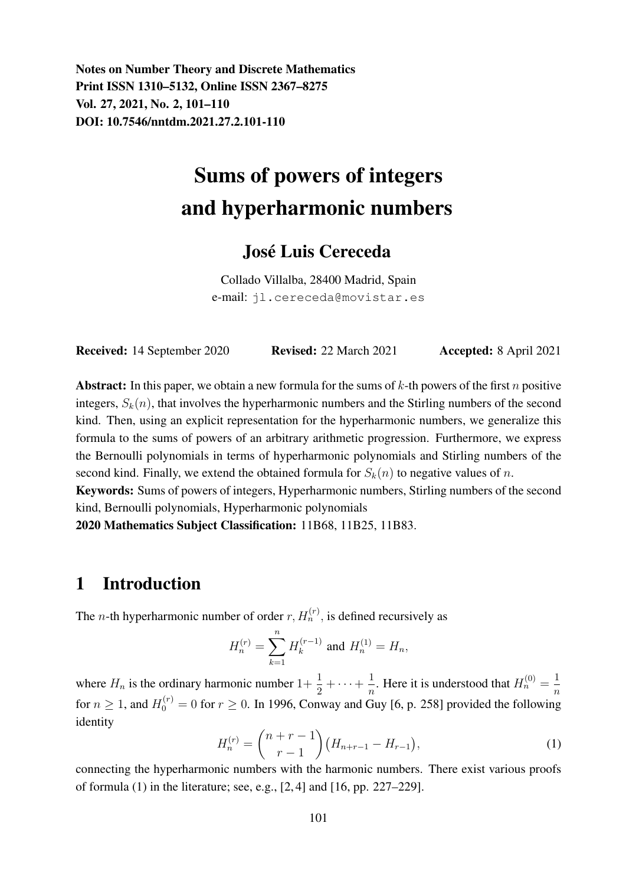**Notes on Number Theory and Discrete Mathematics**
**Print ISSN 1310–5132, Online ISSN 2367–8275**
**Vol. 27, 2021, No. 2, 101–110**
**DOI: 10.7546/nntdm.2021.27.2.101-110**

# Sums of powers of integers and hyperharmonic numbers

## José Luis Cereceda

Collado Villalba, 28400 Madrid, Spain
e-mail: jl.cereceda@movistar.es

**Received:** 14 September 2020 **Revised:** 22 March 2021 **Accepted:** 8 April 2021

**Abstract:** In this paper, we obtain a new formula for the sums of $k$-th powers of the first $n$ positive integers, $S_k(n)$, that involves the hyperharmonic numbers and the Stirling numbers of the second kind. Then, using an explicit representation for the hyperharmonic numbers, we generalize this formula to the sums of powers of an arbitrary arithmetic progression. Furthermore, we express the Bernoulli polynomials in terms of hyperharmonic polynomials and Stirling numbers of the second kind. Finally, we extend the obtained formula for $S_k(n)$ to negative values of $n$.

**Keywords:** Sums of powers of integers, Hyperharmonic numbers, Stirling numbers of the second kind, Bernoulli polynomials, Hyperharmonic polynomials

**2020 Mathematics Subject Classification:** 11B68, 11B25, 11B83.

## 1 Introduction

The $n$-th hyperharmonic number of order $r$, $H_n^{(r)}$, is defined recursively as

$$H_n^{(r)} = \sum_{k=1}^{n} H_k^{(r-1)} \text{ and } H_n^{(1)} = H_n,$$

where $H_n$ is the ordinary harmonic number $1+\frac{1}{2}+\cdots+\frac{1}{n}$. Here it is understood that $H_n^{(0)} = \frac{1}{n}$ for $n \geq 1$, and $H_0^{(r)} = 0$ for $r \geq 0$. In 1996, Conway and Guy [6, p. 258] provided the following identity

$$H_n^{(r)} = \binom{n+r-1}{r-1}\big(H_{n+r-1} - H_{r-1}\big), \tag{1}$$

connecting the hyperharmonic numbers with the harmonic numbers. There exist various proofs of formula (1) in the literature; see, e.g., [2, 4] and [16, pp. 227–229].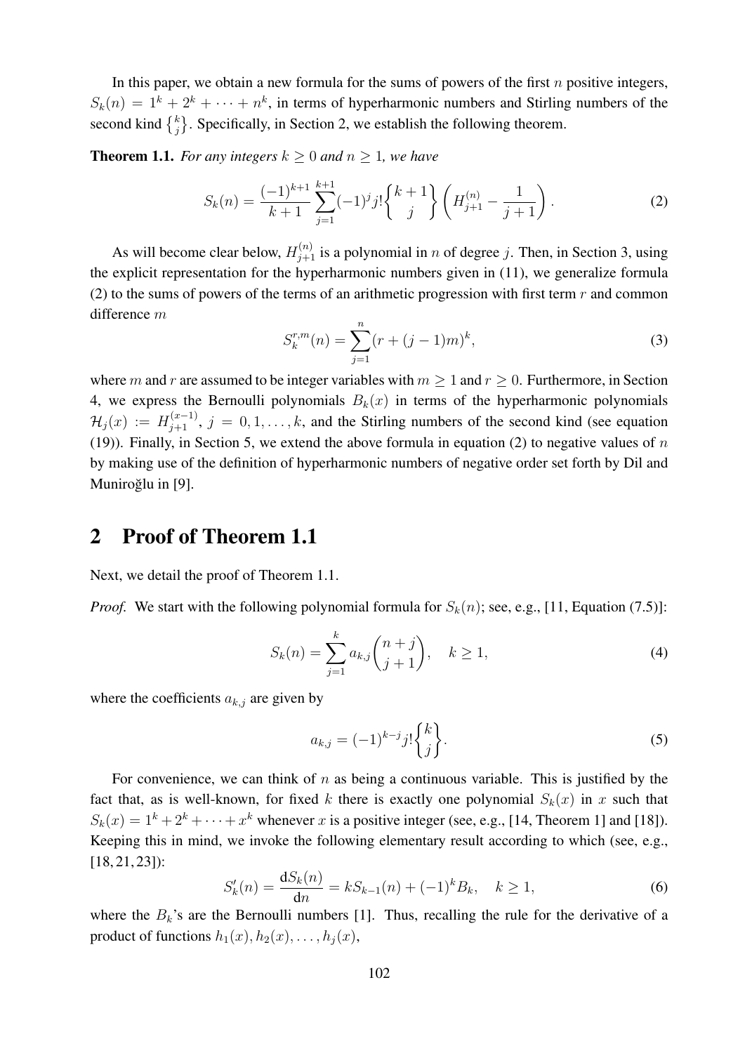In this paper, we obtain a new formula for the sums of powers of the first $n$ positive integers, $S_k(n) = 1^k + 2^k + \cdots + n^k$, in terms of hyperharmonic numbers and Stirling numbers of the second kind $\left\{ {k \atop j} \right\}$. Specifically, in Section 2, we establish the following theorem.

**Theorem 1.1.** *For any integers $k \geq 0$ and $n \geq 1$, we have*

$$S_k(n) = \frac{(-1)^{k+1}}{k+1} \sum_{j=1}^{k+1} (-1)^j j! \left\{ {k+1 \atop j} \right\} \left( H_{j+1}^{(n)} - \frac{1}{j+1} \right). \tag{2}$$

As will become clear below, $H_{j+1}^{(n)}$ is a polynomial in $n$ of degree $j$. Then, in Section 3, using the explicit representation for the hyperharmonic numbers given in (11), we generalize formula (2) to the sums of powers of the terms of an arithmetic progression with first term $r$ and common difference $m$

$$S_k^{r,m}(n) = \sum_{j=1}^{n} (r + (j-1)m)^k, \tag{3}$$

where $m$ and $r$ are assumed to be integer variables with $m \geq 1$ and $r \geq 0$. Furthermore, in Section 4, we express the Bernoulli polynomials $B_k(x)$ in terms of the hyperharmonic polynomials $\mathcal{H}_j(x) := H_{j+1}^{(x-1)}$, $j = 0, 1, \ldots, k$, and the Stirling numbers of the second kind (see equation (19)). Finally, in Section 5, we extend the above formula in equation (2) to negative values of $n$ by making use of the definition of hyperharmonic numbers of negative order set forth by Dil and Muniroğlu in [9].

## 2 Proof of Theorem 1.1

Next, we detail the proof of Theorem 1.1.

*Proof.* We start with the following polynomial formula for $S_k(n)$; see, e.g., [11, Equation (7.5)]:

$$S_k(n) = \sum_{j=1}^{k} a_{k,j} \binom{n+j}{j+1}, \quad k \geq 1, \tag{4}$$

where the coefficients $a_{k,j}$ are given by

$$a_{k,j} = (-1)^{k-j} j! \left\{ {k \atop j} \right\}. \tag{5}$$

For convenience, we can think of $n$ as being a continuous variable. This is justified by the fact that, as is well-known, for fixed $k$ there is exactly one polynomial $S_k(x)$ in $x$ such that $S_k(x) = 1^k + 2^k + \cdots + x^k$ whenever $x$ is a positive integer (see, e.g., [14, Theorem 1] and [18]). Keeping this in mind, we invoke the following elementary result according to which (see, e.g., [18, 21, 23]):

$$S_k'(n) = \frac{\mathrm{d}S_k(n)}{\mathrm{d}n} = kS_{k-1}(n) + (-1)^k B_k, \quad k \geq 1, \tag{6}$$

where the $B_k$'s are the Bernoulli numbers [1]. Thus, recalling the rule for the derivative of a product of functions $h_1(x), h_2(x), \ldots, h_j(x)$,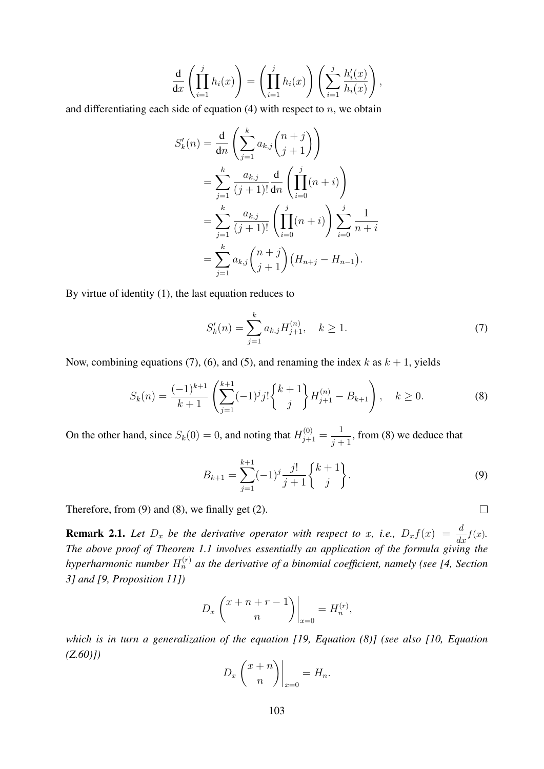$$\frac{\mathrm{d}}{\mathrm{d}x}\left(\prod_{i=1}^{j} h_i(x)\right) = \left(\prod_{i=1}^{j} h_i(x)\right)\left(\sum_{i=1}^{j} \frac{h_i'(x)}{h_i(x)}\right),$$

and differentiating each side of equation (4) with respect to $n$, we obtain

$$\begin{aligned}
S_k'(n) &= \frac{\mathrm{d}}{\mathrm{d}n}\left(\sum_{j=1}^{k} a_{k,j}\binom{n+j}{j+1}\right) \\
&= \sum_{j=1}^{k} \frac{a_{k,j}}{(j+1)!}\frac{\mathrm{d}}{\mathrm{d}n}\left(\prod_{i=0}^{j}(n+i)\right) \\
&= \sum_{j=1}^{k} \frac{a_{k,j}}{(j+1)!}\left(\prod_{i=0}^{j}(n+i)\right)\sum_{i=0}^{j}\frac{1}{n+i} \\
&= \sum_{j=1}^{k} a_{k,j}\binom{n+j}{j+1}\big(H_{n+j} - H_{n-1}\big).
\end{aligned}$$

By virtue of identity (1), the last equation reduces to

$$S_k'(n) = \sum_{j=1}^{k} a_{k,j} H_{j+1}^{(n)}, \quad k \geq 1. \tag{7}$$

Now, combining equations (7), (6), and (5), and renaming the index $k$ as $k+1$, yields

$$S_k(n) = \frac{(-1)^{k+1}}{k+1}\left(\sum_{j=1}^{k+1}(-1)^j j!\left\{ {k+1 \atop j} \right\} H_{j+1}^{(n)} - B_{k+1}\right), \quad k \geq 0. \tag{8}$$

On the other hand, since $S_k(0) = 0$, and noting that $H_{j+1}^{(0)} = \dfrac{1}{j+1}$, from (8) we deduce that

$$B_{k+1} = \sum_{j=1}^{k+1}(-1)^j \frac{j!}{j+1}\left\{ {k+1 \atop j} \right\}. \tag{9}$$

Therefore, from (9) and (8), we finally get (2). $\square$

**Remark 2.1.** *Let $D_x$ be the derivative operator with respect to $x$, i.e., $D_x f(x) = \frac{d}{dx}f(x)$. The above proof of Theorem 1.1 involves essentially an application of the formula giving the hyperharmonic number $H_n^{(r)}$ as the derivative of a binomial coefficient, namely (see [4, Section 3] and [9, Proposition 11])*

$$D_x \left.\binom{x+n+r-1}{n}\right|_{x=0} = H_n^{(r)},$$

*which is in turn a generalization of the equation [19, Equation (8)] (see also [10, Equation (Z.60)])*

$$D_x \left.\binom{x+n}{n}\right|_{x=0} = H_n.$$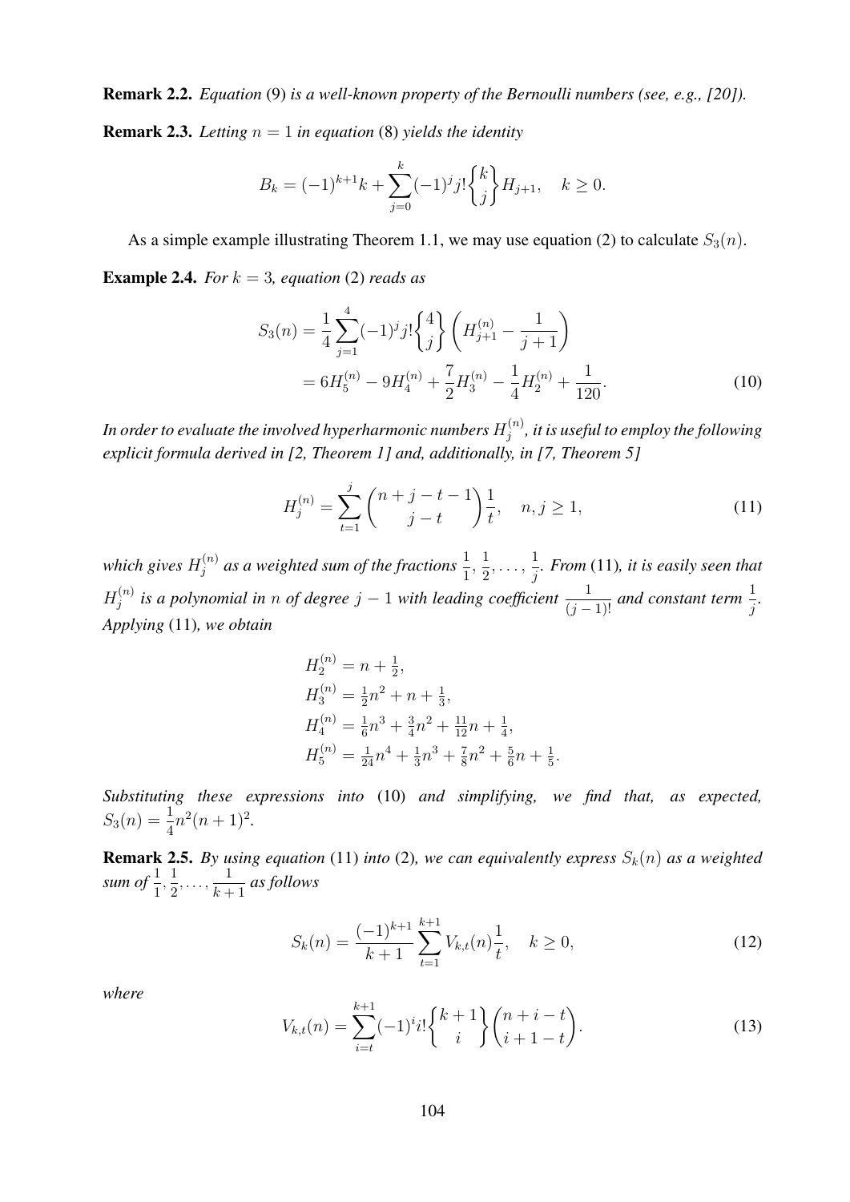**Remark 2.2.** *Equation* (9) *is a well-known property of the Bernoulli numbers (see, e.g., [20]).*

**Remark 2.3.** *Letting $n = 1$ in equation* (8) *yields the identity*

$$B_k = (-1)^{k+1}k + \sum_{j=0}^{k} (-1)^j j! \left\{ {k \atop j} \right\} H_{j+1}, \quad k \geq 0.$$

As a simple example illustrating Theorem 1.1, we may use equation (2) to calculate $S_3(n)$.

**Example 2.4.** *For $k = 3$, equation* (2) *reads as*

$$\begin{aligned} S_3(n) &= \frac{1}{4} \sum_{j=1}^{4} (-1)^j j! \left\{ {4 \atop j} \right\} \left( H_{j+1}^{(n)} - \frac{1}{j+1} \right) \\ &= 6H_5^{(n)} - 9H_4^{(n)} + \frac{7}{2}H_3^{(n)} - \frac{1}{4}H_2^{(n)} + \frac{1}{120}. \end{aligned} \tag{10}$$

*In order to evaluate the involved hyperharmonic numbers $H_j^{(n)}$, it is useful to employ the following explicit formula derived in [2, Theorem 1] and, additionally, in [7, Theorem 5]*

$$H_j^{(n)} = \sum_{t=1}^{j} \binom{n+j-t-1}{j-t} \frac{1}{t}, \quad n, j \geq 1, \tag{11}$$

*which gives $H_j^{(n)}$ as a weighted sum of the fractions $\frac{1}{1}, \frac{1}{2}, \ldots, \frac{1}{j}$. From* (11)*, it is easily seen that $H_j^{(n)}$ is a polynomial in $n$ of degree $j-1$ with leading coefficient $\frac{1}{(j-1)!}$ and constant term $\frac{1}{j}$. Applying* (11)*, we obtain*

$$\begin{aligned} H_2^{(n)} &= n + \tfrac{1}{2}, \\ H_3^{(n)} &= \tfrac{1}{2}n^2 + n + \tfrac{1}{3}, \\ H_4^{(n)} &= \tfrac{1}{6}n^3 + \tfrac{3}{4}n^2 + \tfrac{11}{12}n + \tfrac{1}{4}, \\ H_5^{(n)} &= \tfrac{1}{24}n^4 + \tfrac{1}{3}n^3 + \tfrac{7}{8}n^2 + \tfrac{5}{6}n + \tfrac{1}{5}. \end{aligned}$$

*Substituting these expressions into* (10) *and simplifying, we find that, as expected, $S_3(n) = \frac{1}{4}n^2(n+1)^2$.*

**Remark 2.5.** *By using equation* (11) *into* (2)*, we can equivalently express $S_k(n)$ as a weighted sum of $\frac{1}{1}, \frac{1}{2}, \ldots, \frac{1}{k+1}$ as follows*

$$S_k(n) = \frac{(-1)^{k+1}}{k+1} \sum_{t=1}^{k+1} V_{k,t}(n) \frac{1}{t}, \quad k \geq 0, \tag{12}$$

*where*

$$V_{k,t}(n) = \sum_{i=t}^{k+1} (-1)^i i! \left\{ {k+1 \atop i} \right\} \binom{n+i-t}{i+1-t}. \tag{13}$$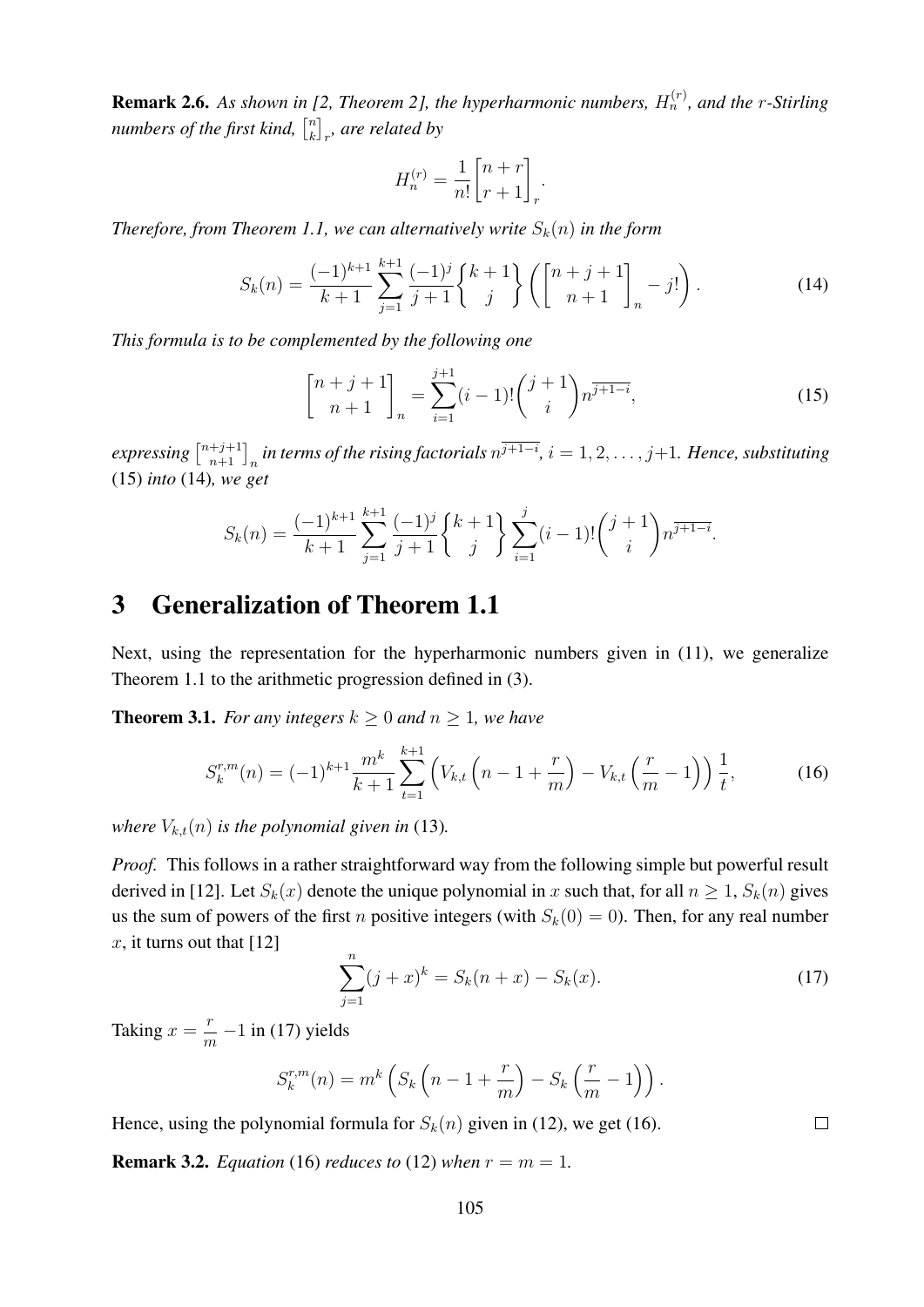**Remark 2.6.** *As shown in [2, Theorem 2], the hyperharmonic numbers, $H_n^{(r)}$, and the $r$-Stirling numbers of the first kind, $\left[{n \atop k}\right]_r$, are related by*

$$H_n^{(r)} = \frac{1}{n!}\left[{n+r \atop r+1}\right]_r.$$

*Therefore, from Theorem 1.1, we can alternatively write $S_k(n)$ in the form*

$$S_k(n) = \frac{(-1)^{k+1}}{k+1}\sum_{j=1}^{k+1}\frac{(-1)^j}{j+1}\left\{{k+1 \atop j}\right\}\left(\left[{n+j+1 \atop n+1}\right]_n - j!\right). \tag{14}$$

*This formula is to be complemented by the following one*

$$\left[{n+j+1 \atop n+1}\right]_n = \sum_{i=1}^{j+1}(i-1)!\binom{j+1}{i}n^{\overline{j+1-i}}, \tag{15}$$

*expressing $\left[{n+j+1 \atop n+1}\right]_n$ in terms of the rising factorials $n^{\overline{j+1-i}}$, $i = 1, 2, \dots, j+1$. Hence, substituting* (15) *into* (14)*, we get*

$$S_k(n) = \frac{(-1)^{k+1}}{k+1}\sum_{j=1}^{k+1}\frac{(-1)^j}{j+1}\left\{{k+1 \atop j}\right\}\sum_{i=1}^{j}(i-1)!\binom{j+1}{i}n^{\overline{j+1-i}}.$$

# 3 Generalization of Theorem 1.1

Next, using the representation for the hyperharmonic numbers given in (11), we generalize Theorem 1.1 to the arithmetic progression defined in (3).

**Theorem 3.1.** *For any integers $k \geq 0$ and $n \geq 1$, we have*

$$S_k^{r,m}(n) = (-1)^{k+1}\frac{m^k}{k+1}\sum_{t=1}^{k+1}\left(V_{k,t}\left(n-1+\frac{r}{m}\right) - V_{k,t}\left(\frac{r}{m}-1\right)\right)\frac{1}{t}, \tag{16}$$

*where $V_{k,t}(n)$ is the polynomial given in* (13)*.*

*Proof.* This follows in a rather straightforward way from the following simple but powerful result derived in [12]. Let $S_k(x)$ denote the unique polynomial in $x$ such that, for all $n \geq 1$, $S_k(n)$ gives us the sum of powers of the first $n$ positive integers (with $S_k(0) = 0$). Then, for any real number $x$, it turns out that [12]

$$\sum_{j=1}^{n}(j+x)^k = S_k(n+x) - S_k(x). \tag{17}$$

Taking $x = \frac{r}{m} - 1$ in (17) yields

$$S_k^{r,m}(n) = m^k\left(S_k\left(n-1+\frac{r}{m}\right) - S_k\left(\frac{r}{m}-1\right)\right).$$

Hence, using the polynomial formula for $S_k(n)$ given in (12), we get (16). $\square$

**Remark 3.2.** *Equation* (16) *reduces to* (12) *when $r = m = 1$.*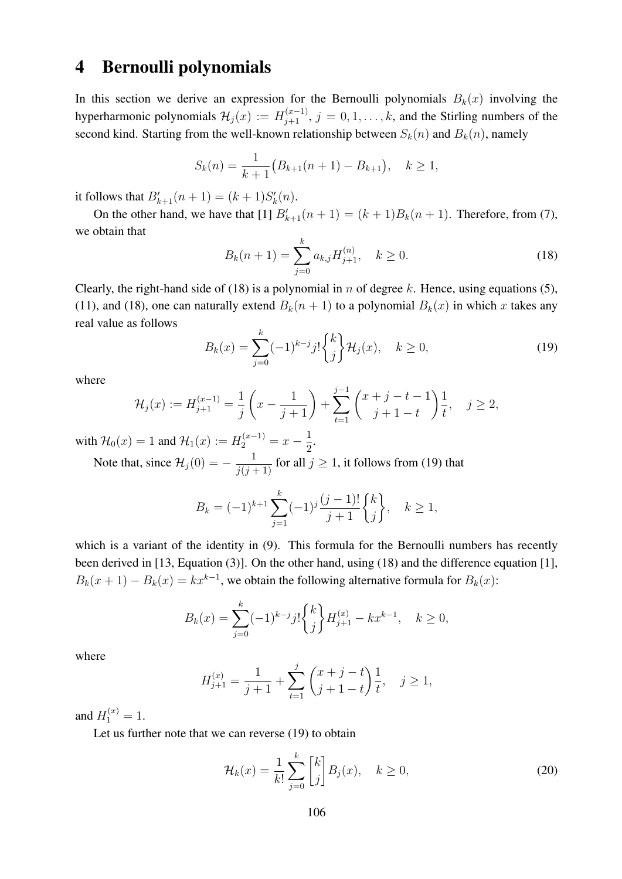# 4 Bernoulli polynomials

In this section we derive an expression for the Bernoulli polynomials $B_k(x)$ involving the hyperharmonic polynomials $\mathcal{H}_j(x) := H_{j+1}^{(x-1)}$, $j = 0, 1, \ldots, k$, and the Stirling numbers of the second kind. Starting from the well-known relationship between $S_k(n)$ and $B_k(n)$, namely

$$S_k(n) = \frac{1}{k+1}\big(B_{k+1}(n+1) - B_{k+1}\big), \quad k \geq 1,$$

it follows that $B'_{k+1}(n+1) = (k+1)S'_k(n)$.

On the other hand, we have that [1] $B'_{k+1}(n+1) = (k+1)B_k(n+1)$. Therefore, from (7), we obtain that

$$B_k(n+1) = \sum_{j=0}^{k} a_{k,j} H_{j+1}^{(n)}, \quad k \geq 0. \tag{18}$$

Clearly, the right-hand side of (18) is a polynomial in $n$ of degree $k$. Hence, using equations (5), (11), and (18), one can naturally extend $B_k(n+1)$ to a polynomial $B_k(x)$ in which $x$ takes any real value as follows

$$B_k(x) = \sum_{j=0}^{k} (-1)^{k-j} j! \begin{Bmatrix} k \\ j \end{Bmatrix} \mathcal{H}_j(x), \quad k \geq 0, \tag{19}$$

where

$$\mathcal{H}_j(x) := H_{j+1}^{(x-1)} = \frac{1}{j}\left(x - \frac{1}{j+1}\right) + \sum_{t=1}^{j-1} \binom{x+j-t-1}{j+1-t} \frac{1}{t}, \quad j \geq 2,$$

with $\mathcal{H}_0(x) = 1$ and $\mathcal{H}_1(x) := H_2^{(x-1)} = x - \dfrac{1}{2}$.

Note that, since $\mathcal{H}_j(0) = -\dfrac{1}{j(j+1)}$ for all $j \geq 1$, it follows from (19) that

$$B_k = (-1)^{k+1} \sum_{j=1}^{k} (-1)^j \frac{(j-1)!}{j+1} \begin{Bmatrix} k \\ j \end{Bmatrix}, \quad k \geq 1,$$

which is a variant of the identity in (9). This formula for the Bernoulli numbers has recently been derived in [13, Equation (3)]. On the other hand, using (18) and the difference equation [1], $B_k(x+1) - B_k(x) = kx^{k-1}$, we obtain the following alternative formula for $B_k(x)$:

$$B_k(x) = \sum_{j=0}^{k} (-1)^{k-j} j! \begin{Bmatrix} k \\ j \end{Bmatrix} H_{j+1}^{(x)} - kx^{k-1}, \quad k \geq 0,$$

where

$$H_{j+1}^{(x)} = \frac{1}{j+1} + \sum_{t=1}^{j} \binom{x+j-t}{j+1-t} \frac{1}{t}, \quad j \geq 1,$$

and $H_1^{(x)} = 1$.

Let us further note that we can reverse (19) to obtain

$$\mathcal{H}_k(x) = \frac{1}{k!} \sum_{j=0}^{k} \begin{bmatrix} k \\ j \end{bmatrix} B_j(x), \quad k \geq 0, \tag{20}$$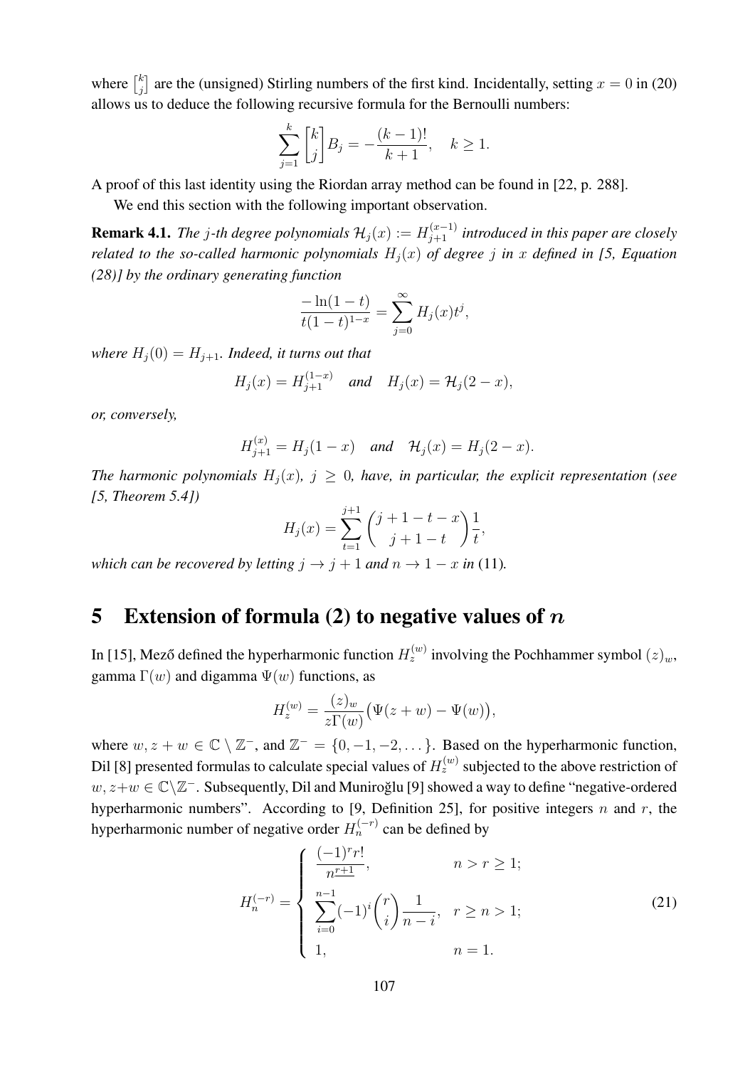where $\left[{k \atop j}\right]$ are the (unsigned) Stirling numbers of the first kind. Incidentally, setting $x = 0$ in (20) allows us to deduce the following recursive formula for the Bernoulli numbers:

$$\sum_{j=1}^{k} \left[{k \atop j}\right] B_j = -\frac{(k-1)!}{k+1}, \quad k \geq 1.$$

A proof of this last identity using the Riordan array method can be found in [22, p. 288].

We end this section with the following important observation.

**Remark 4.1.** *The $j$-th degree polynomials $\mathcal{H}_j(x) := H_{j+1}^{(x-1)}$ introduced in this paper are closely related to the so-called harmonic polynomials $H_j(x)$ of degree $j$ in $x$ defined in [5, Equation (28)] by the ordinary generating function*

$$\frac{-\ln(1-t)}{t(1-t)^{1-x}} = \sum_{j=0}^{\infty} H_j(x) t^j,$$

*where $H_j(0) = H_{j+1}$. Indeed, it turns out that*

$$H_j(x) = H_{j+1}^{(1-x)} \quad \text{and} \quad H_j(x) = \mathcal{H}_j(2-x),$$

*or, conversely,*

$$H_{j+1}^{(x)} = H_j(1-x) \quad \text{and} \quad \mathcal{H}_j(x) = H_j(2-x).$$

*The harmonic polynomials $H_j(x)$, $j \geq 0$, have, in particular, the explicit representation (see [5, Theorem 5.4])*

$$H_j(x) = \sum_{t=1}^{j+1} \binom{j+1-t-x}{j+1-t} \frac{1}{t},$$

*which can be recovered by letting $j \to j+1$ and $n \to 1-x$ in* (11).

## 5 Extension of formula (2) to negative values of $n$

In [15], Mező defined the hyperharmonic function $H_z^{(w)}$ involving the Pochhammer symbol $(z)_w$, gamma $\Gamma(w)$ and digamma $\Psi(w)$ functions, as

$$H_z^{(w)} = \frac{(z)_w}{z\Gamma(w)} \big(\Psi(z+w) - \Psi(w)\big),$$

where $w, z+w \in \mathbb{C} \setminus \mathbb{Z}^-$, and $\mathbb{Z}^- = \{0, -1, -2, \dots\}$. Based on the hyperharmonic function, Dil [8] presented formulas to calculate special values of $H_z^{(w)}$ subjected to the above restriction of $w, z+w \in \mathbb{C} \setminus \mathbb{Z}^-$. Subsequently, Dil and Muniroğlu [9] showed a way to define "negative-ordered hyperharmonic numbers". According to [9, Definition 25], for positive integers $n$ and $r$, the hyperharmonic number of negative order $H_n^{(-r)}$ can be defined by

$$H_n^{(-r)} = \begin{cases} \dfrac{(-1)^r r!}{n^{\underline{r+1}}}, & n > r \geq 1; \\[2ex] \displaystyle\sum_{i=0}^{n-1} (-1)^i \binom{r}{i} \frac{1}{n-i}, & r \geq n > 1; \\[2ex] 1, & n = 1. \end{cases} \tag{21}$$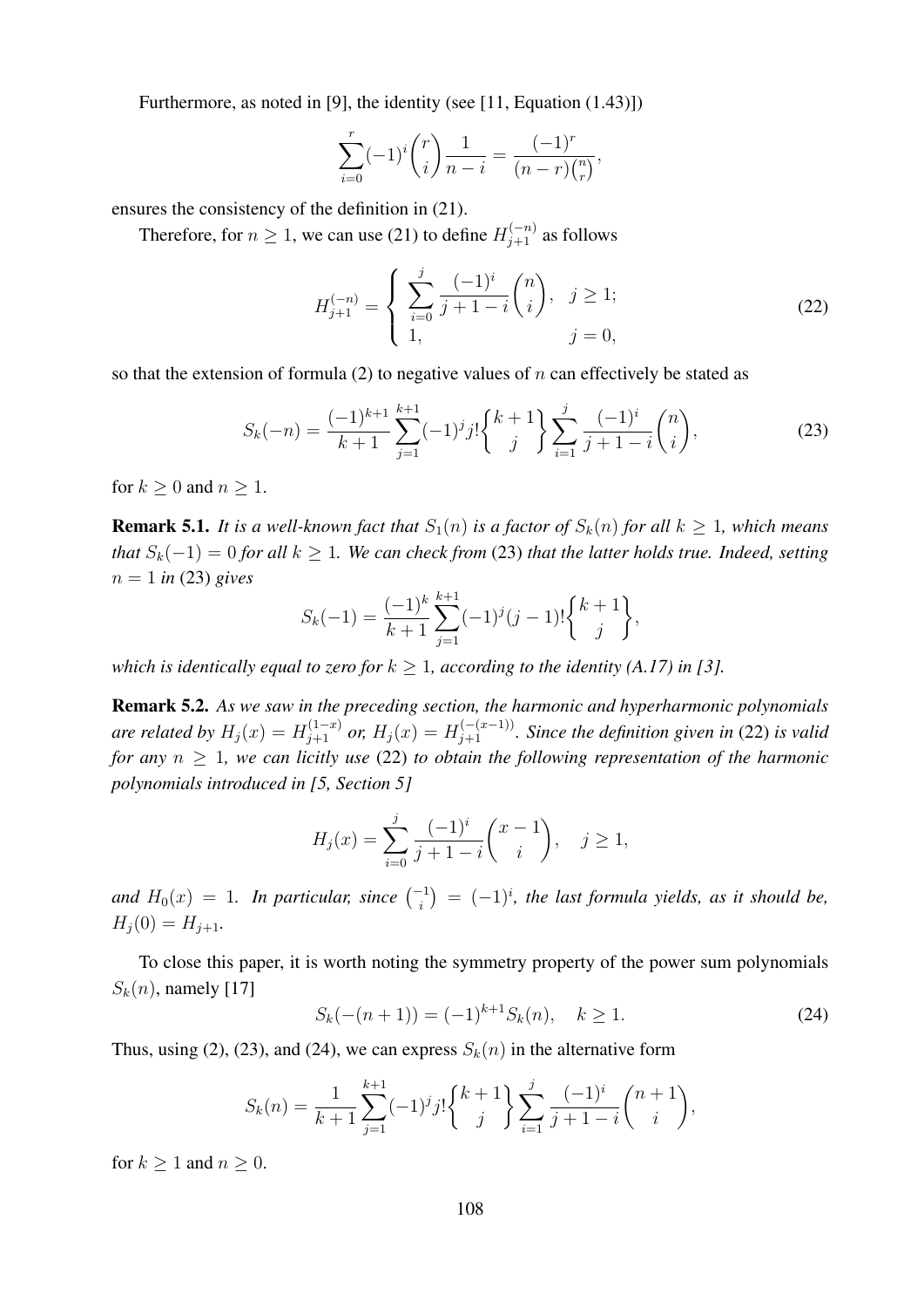Furthermore, as noted in [9], the identity (see [11, Equation (1.43)])

$$\sum_{i=0}^{r}(-1)^i\binom{r}{i}\frac{1}{n-i}=\frac{(-1)^r}{(n-r)\binom{n}{r}},$$

ensures the consistency of the definition in (21).

Therefore, for $n \geq 1$, we can use (21) to define $H_{j+1}^{(-n)}$ as follows

$$H_{j+1}^{(-n)}=\begin{cases}\displaystyle\sum_{i=0}^{j}\frac{(-1)^i}{j+1-i}\binom{n}{i}, & j\geq 1;\\ 1, & j=0,\end{cases}\tag{22}$$

so that the extension of formula (2) to negative values of $n$ can effectively be stated as

$$S_k(-n)=\frac{(-1)^{k+1}}{k+1}\sum_{j=1}^{k+1}(-1)^j j!\left\{{k+1 \atop j}\right\}\sum_{i=1}^{j}\frac{(-1)^i}{j+1-i}\binom{n}{i},\tag{23}$$

for $k \geq 0$ and $n \geq 1$.

**Remark 5.1.** *It is a well-known fact that $S_1(n)$ is a factor of $S_k(n)$ for all $k \geq 1$, which means that $S_k(-1)=0$ for all $k \geq 1$. We can check from* (23) *that the latter holds true. Indeed, setting $n=1$ in* (23) *gives*

$$S_k(-1)=\frac{(-1)^k}{k+1}\sum_{j=1}^{k+1}(-1)^j(j-1)!\left\{{k+1 \atop j}\right\},$$

*which is identically equal to zero for $k \geq 1$, according to the identity (A.17) in [3].*

**Remark 5.2.** *As we saw in the preceding section, the harmonic and hyperharmonic polynomials are related by $H_j(x)=H_{j+1}^{(1-x)}$ or, $H_j(x)=H_{j+1}^{(-(x-1))}$. Since the definition given in* (22) *is valid for any $n \geq 1$, we can licitly use* (22) *to obtain the following representation of the harmonic polynomials introduced in [5, Section 5]*

$$H_j(x)=\sum_{i=0}^{j}\frac{(-1)^i}{j+1-i}\binom{x-1}{i},\quad j\geq 1,$$

*and $H_0(x)=1$. In particular, since $\binom{-1}{i}=(-1)^i$, the last formula yields, as it should be, $H_j(0)=H_{j+1}$.*

To close this paper, it is worth noting the symmetry property of the power sum polynomials $S_k(n)$, namely [17]

$$S_k(-(n+1))=(-1)^{k+1}S_k(n),\quad k\geq 1.\tag{24}$$

Thus, using (2), (23), and (24), we can express $S_k(n)$ in the alternative form

$$S_k(n)=\frac{1}{k+1}\sum_{j=1}^{k+1}(-1)^j j!\left\{{k+1 \atop j}\right\}\sum_{i=1}^{j}\frac{(-1)^i}{j+1-i}\binom{n+1}{i},$$

for $k \geq 1$ and $n \geq 0$.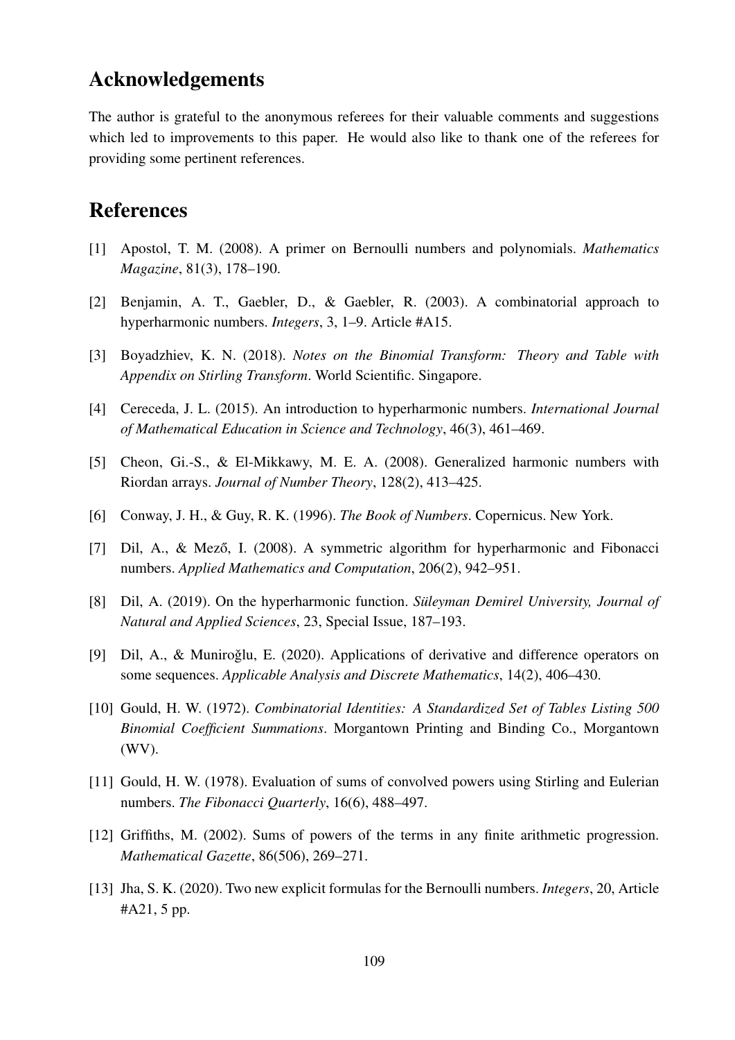## Acknowledgements

The author is grateful to the anonymous referees for their valuable comments and suggestions which led to improvements to this paper. He would also like to thank one of the referees for providing some pertinent references.

## References

[1] Apostol, T. M. (2008). A primer on Bernoulli numbers and polynomials. *Mathematics Magazine*, 81(3), 178–190.

[2] Benjamin, A. T., Gaebler, D., & Gaebler, R. (2003). A combinatorial approach to hyperharmonic numbers. *Integers*, 3, 1–9. Article #A15.

[3] Boyadzhiev, K. N. (2018). *Notes on the Binomial Transform: Theory and Table with Appendix on Stirling Transform*. World Scientific. Singapore.

[4] Cereceda, J. L. (2015). An introduction to hyperharmonic numbers. *International Journal of Mathematical Education in Science and Technology*, 46(3), 461–469.

[5] Cheon, Gi.-S., & El-Mikkawy, M. E. A. (2008). Generalized harmonic numbers with Riordan arrays. *Journal of Number Theory*, 128(2), 413–425.

[6] Conway, J. H., & Guy, R. K. (1996). *The Book of Numbers*. Copernicus. New York.

[7] Dil, A., & Mező, I. (2008). A symmetric algorithm for hyperharmonic and Fibonacci numbers. *Applied Mathematics and Computation*, 206(2), 942–951.

[8] Dil, A. (2019). On the hyperharmonic function. *Süleyman Demirel University, Journal of Natural and Applied Sciences*, 23, Special Issue, 187–193.

[9] Dil, A., & Muniroğlu, E. (2020). Applications of derivative and difference operators on some sequences. *Applicable Analysis and Discrete Mathematics*, 14(2), 406–430.

[10] Gould, H. W. (1972). *Combinatorial Identities: A Standardized Set of Tables Listing 500 Binomial Coefficient Summations*. Morgantown Printing and Binding Co., Morgantown (WV).

[11] Gould, H. W. (1978). Evaluation of sums of convolved powers using Stirling and Eulerian numbers. *The Fibonacci Quarterly*, 16(6), 488–497.

[12] Griffiths, M. (2002). Sums of powers of the terms in any finite arithmetic progression. *Mathematical Gazette*, 86(506), 269–271.

[13] Jha, S. K. (2020). Two new explicit formulas for the Bernoulli numbers. *Integers*, 20, Article #A21, 5 pp.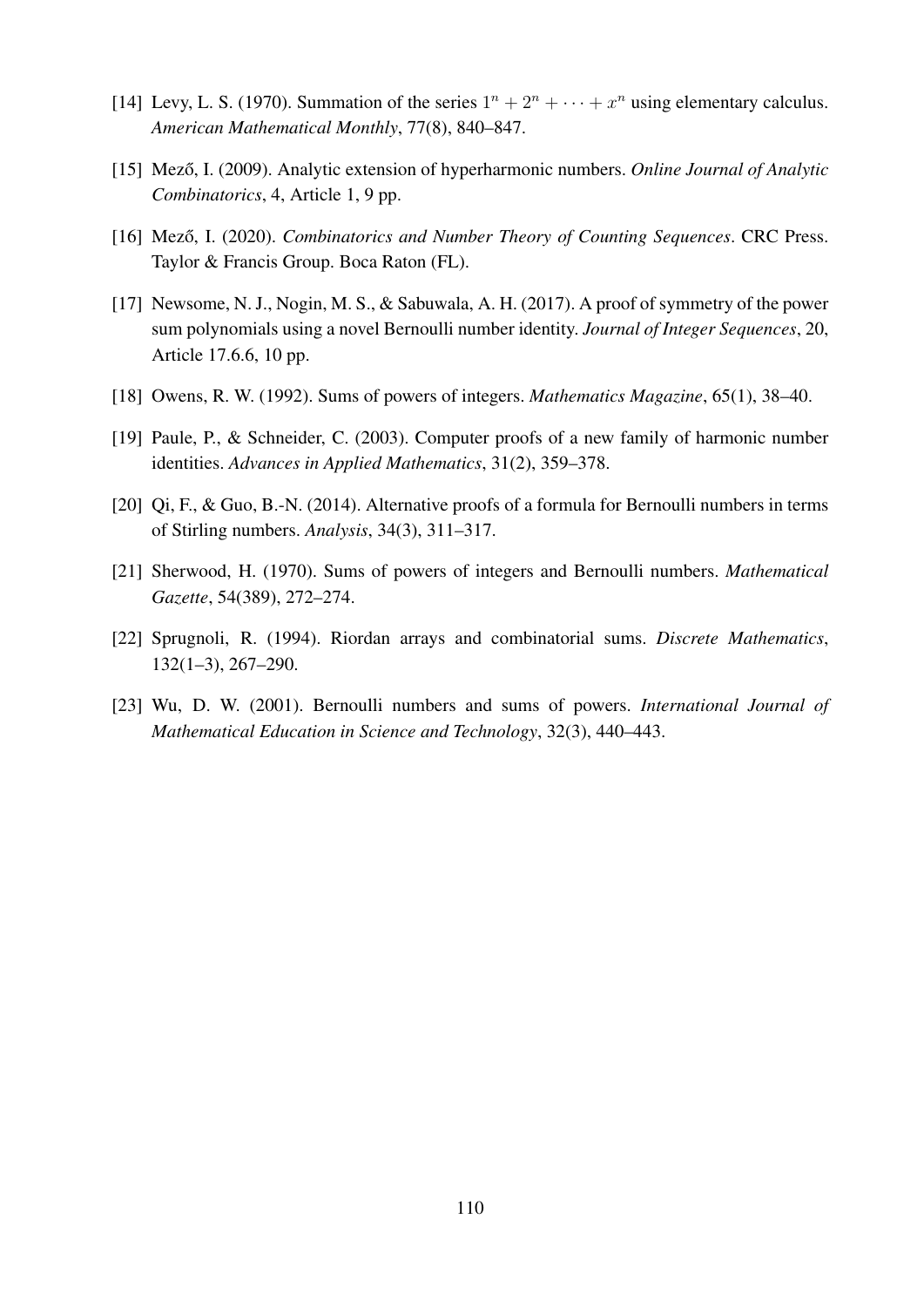[14] Levy, L. S. (1970). Summation of the series $1^n + 2^n + \cdots + x^n$ using elementary calculus. *American Mathematical Monthly*, 77(8), 840–847.

[15] Mező, I. (2009). Analytic extension of hyperharmonic numbers. *Online Journal of Analytic Combinatorics*, 4, Article 1, 9 pp.

[16] Mező, I. (2020). *Combinatorics and Number Theory of Counting Sequences*. CRC Press. Taylor & Francis Group. Boca Raton (FL).

[17] Newsome, N. J., Nogin, M. S., & Sabuwala, A. H. (2017). A proof of symmetry of the power sum polynomials using a novel Bernoulli number identity. *Journal of Integer Sequences*, 20, Article 17.6.6, 10 pp.

[18] Owens, R. W. (1992). Sums of powers of integers. *Mathematics Magazine*, 65(1), 38–40.

[19] Paule, P., & Schneider, C. (2003). Computer proofs of a new family of harmonic number identities. *Advances in Applied Mathematics*, 31(2), 359–378.

[20] Qi, F., & Guo, B.-N. (2014). Alternative proofs of a formula for Bernoulli numbers in terms of Stirling numbers. *Analysis*, 34(3), 311–317.

[21] Sherwood, H. (1970). Sums of powers of integers and Bernoulli numbers. *Mathematical Gazette*, 54(389), 272–274.

[22] Sprugnoli, R. (1994). Riordan arrays and combinatorial sums. *Discrete Mathematics*, 132(1–3), 267–290.

[23] Wu, D. W. (2001). Bernoulli numbers and sums of powers. *International Journal of Mathematical Education in Science and Technology*, 32(3), 440–443.